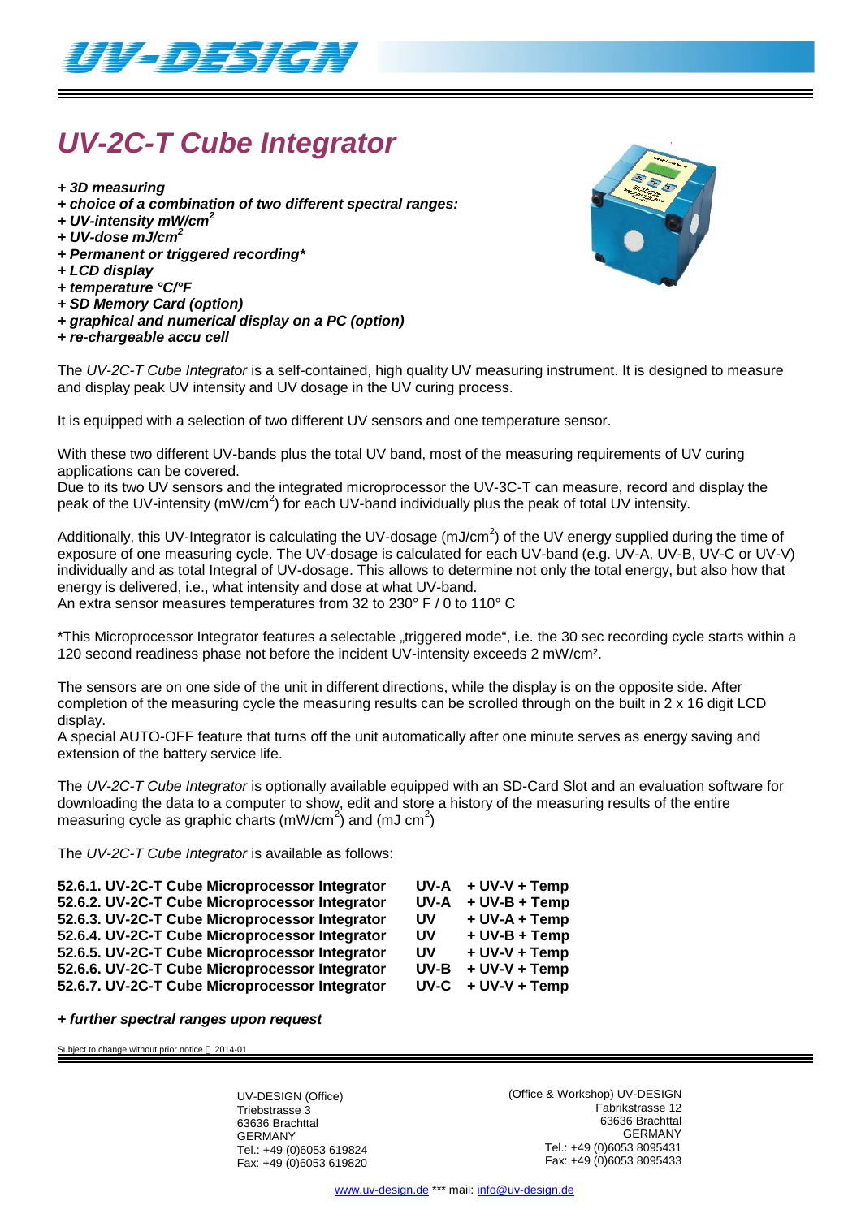# UV-2C-T Cube Integrator

*+ 3D measuring*
*+ choice of a combination of two different spectral ranges:*
*+ UV-intensity mW/cm²*
*+ UV-dose mJ/cm²*
*+ Permanent or triggered recording**
*+ LCD display*
*+ temperature °C/°F*
*+ SD Memory Card (option)*
*+ graphical and numerical display on a PC (option)*
*+ re-chargeable accu cell*

The *UV-2C-T Cube Integrator* is a self-contained, high quality UV measuring instrument. It is designed to measure and display peak UV intensity and UV dosage in the UV curing process.

It is equipped with a selection of two different UV sensors and one temperature sensor.

With these two different UV-bands plus the total UV band, most of the measuring requirements of UV curing applications can be covered.
Due to its two UV sensors and the integrated microprocessor the UV-3C-T can measure, record and display the peak of the UV-intensity (mW/cm²) for each UV-band individually plus the peak of total UV intensity.

Additionally, this UV-Integrator is calculating the UV-dosage (mJ/cm²) of the UV energy supplied during the time of exposure of one measuring cycle. The UV-dosage is calculated for each UV-band (e.g. UV-A, UV-B, UV-C or UV-V) individually and as total Integral of UV-dosage. This allows to determine not only the total energy, but also how that energy is delivered, i.e., what intensity and dose at what UV-band.
An extra sensor measures temperatures from 32 to 230° F / 0 to 110° C

*This Microprocessor Integrator features a selectable „triggered mode", i.e. the 30 sec recording cycle starts within a 120 second readiness phase not before the incident UV-intensity exceeds 2 mW/cm².

The sensors are on one side of the unit in different directions, while the display is on the opposite side. After completion of the measuring cycle the measuring results can be scrolled through on the built in 2 x 16 digit LCD display.
A special AUTO-OFF feature that turns off the unit automatically after one minute serves as energy saving and extension of the battery service life.

The *UV-2C-T Cube Integrator* is optionally available equipped with an SD-Card Slot and an evaluation software for downloading the data to a computer to show, edit and store a history of the measuring results of the entire measuring cycle as graphic charts (mW/cm²) and (mJ cm²)

The *UV-2C-T Cube Integrator* is available as follows:

| | | |
|---|---|---|
| **52.6.1. UV-2C-T Cube Microprocessor Integrator** | **UV-A** | **+ UV-V + Temp** |
| **52.6.2. UV-2C-T Cube Microprocessor Integrator** | **UV-A** | **+ UV-B + Temp** |
| **52.6.3. UV-2C-T Cube Microprocessor Integrator** | **UV** | **+ UV-A + Temp** |
| **52.6.4. UV-2C-T Cube Microprocessor Integrator** | **UV** | **+ UV-B + Temp** |
| **52.6.5. UV-2C-T Cube Microprocessor Integrator** | **UV** | **+ UV-V + Temp** |
| **52.6.6. UV-2C-T Cube Microprocessor Integrator** | **UV-B** | **+ UV-V + Temp** |
| **52.6.7. UV-2C-T Cube Microprocessor Integrator** | **UV-C** | **+ UV-V + Temp** |

***+ further spectral ranges upon request***

Subject to change without prior notice 2014-01

UV-DESIGN (Office)
Triebstrasse 3
63636 Brachttal
GERMANY
Tel.: +49 (0)6053 619824
Fax: +49 (0)6053 619820

(Office & Workshop) UV-DESIGN
Fabrikstrasse 12
63636 Brachttal
GERMANY
Tel.: +49 (0)6053 8095431
Fax: +49 (0)6053 8095433

www.uv-design.de *** mail: info@uv-design.de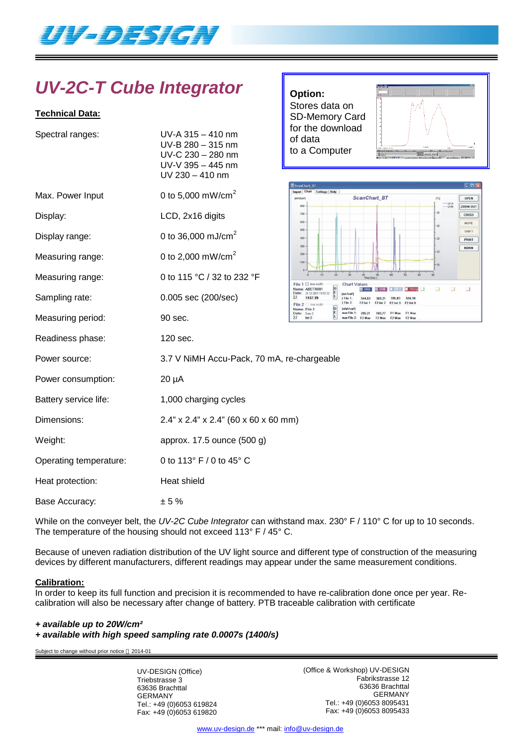# UV-2C-T Cube Integrator

**Option:**
Stores data on SD-Memory Card for the download of data to a Computer

## Technical Data:

| | |
|---|---|
| Spectral ranges: | UV-A 315 – 410 nm<br>UV-B 280 – 315 nm<br>UV-C 230 – 280 nm<br>UV-V 395 – 445 nm<br>UV 230 – 410 nm |
| Max. Power Input | 0 to 5,000 mW/cm$^2$ |
| Display: | LCD, 2x16 digits |
| Display range: | 0 to 36,000 mJ/cm$^2$ |
| Measuring range: | 0 to 2,000 mW/cm$^2$ |
| Measuring range: | 0 to 115 °C / 32 to 232 °F |
| Sampling rate: | 0.005 sec (200/sec) |
| Measuring period: | 90 sec. |
| Readiness phase: | 120 sec. |
| Power source: | 3.7 V NiMH Accu-Pack, 70 mA, re-chargeable |
| Power consumption: | 20 µA |
| Battery service life: | 1,000 charging cycles |
| Dimensions: | 2.4" x 2.4" x 2.4" (60 x 60 x 60 mm) |
| Weight: | approx. 17.5 ounce (500 g) |
| Operating temperature: | 0 to 113° F / 0 to 45° C |
| Heat protection: | Heat shield |
| Base Accuracy: | ± 5 % |

While on the conveyer belt, the *UV-2C Cube Integrator* can withstand max. 230° F / 110° C for up to 10 seconds. The temperature of the housing should not exceed 113° F / 45° C.

Because of uneven radiation distribution of the UV light source and different type of construction of the measuring devices by different manufacturers, different readings may appear under the same measurement conditions.

**Calibration:**
In order to keep its full function and precision it is recommended to have re-calibration done once per year. Re-calibration will also be necessary after change of battery. PTB traceable calibration with certificate

***+ available up to 20W/cm²***
***+ available with high speed sampling rate 0.0007s (1400/s)***

Subject to change without prior notice 2014-01

UV-DESIGN (Office)
Triebstrasse 3
63636 Brachttal
GERMANY
Tel.: +49 (0)6053 619824
Fax: +49 (0)6053 619820

(Office & Workshop) UV-DESIGN
Fabrikstrasse 12
63636 Brachttal
GERMANY
Tel.: +49 (0)6053 8095431
Fax: +49 (0)6053 8095433

www.uv-design.de *** mail: info@uv-design.de